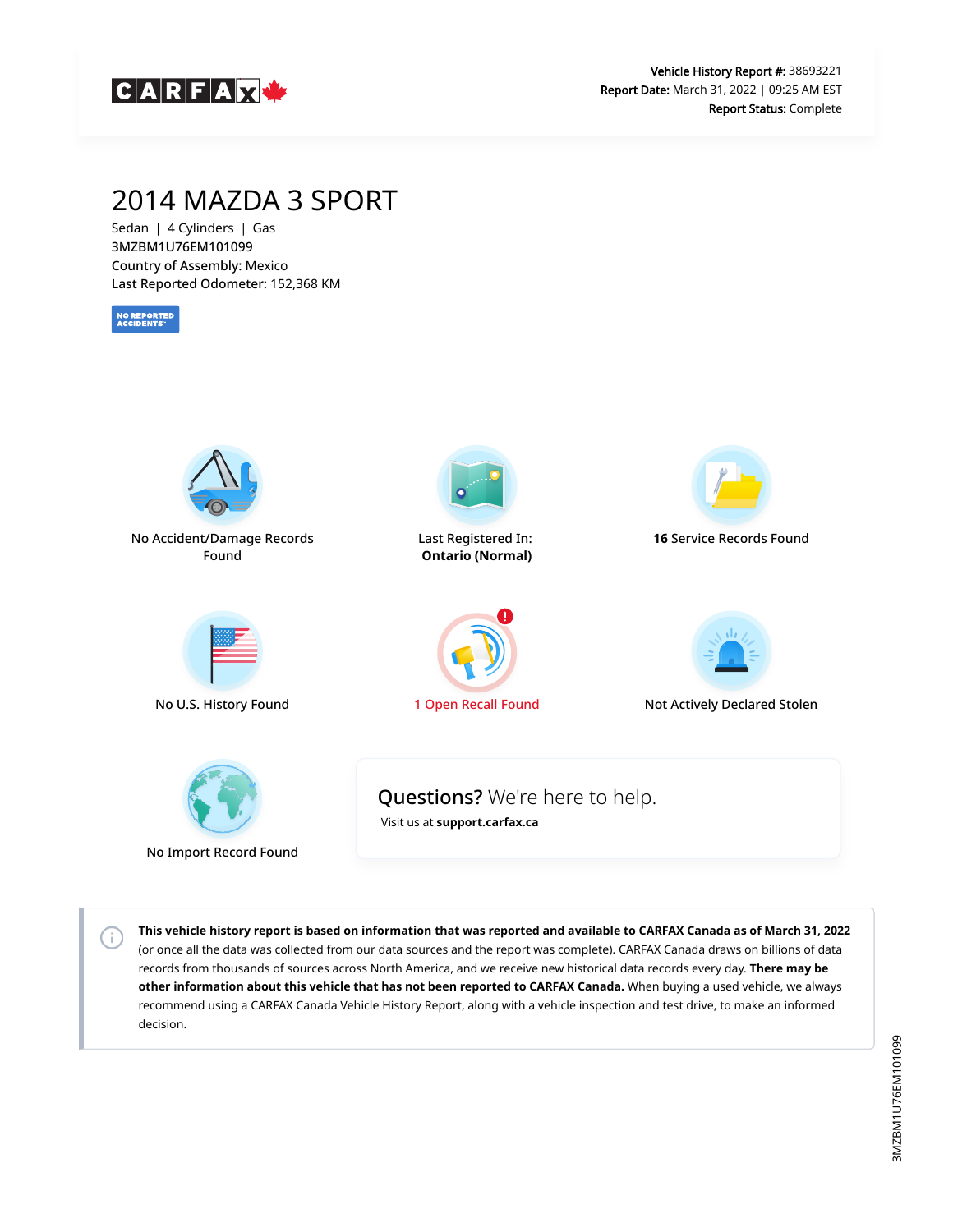CARFAX

**Vehicle History Report #:** 38693221
**Report Date:** March 31, 2022 | 09:25 AM EST
**Report Status:** Complete

# 2014 MAZDA 3 SPORT

Sedan | 4 Cylinders | Gas
3MZBM1U76EM101099
**Country of Assembly:** Mexico
**Last Reported Odometer:** 152,368 KM

NO REPORTED ACCIDENTS

No Accident/Damage Records Found

Last Registered In: **Ontario (Normal)**

**16** Service Records Found

No U.S. History Found

1 Open Recall Found

Not Actively Declared Stolen

No Import Record Found

**Questions?** We're here to help.

Visit us at **support.carfax.ca**

**This vehicle history report is based on information that was reported and available to CARFAX Canada as of March 31, 2022** (or once all the data was collected from our data sources and the report was complete). CARFAX Canada draws on billions of data records from thousands of sources across North America, and we receive new historical data records every day. **There may be other information about this vehicle that has not been reported to CARFAX Canada.** When buying a used vehicle, we always recommend using a CARFAX Canada Vehicle History Report, along with a vehicle inspection and test drive, to make an informed decision.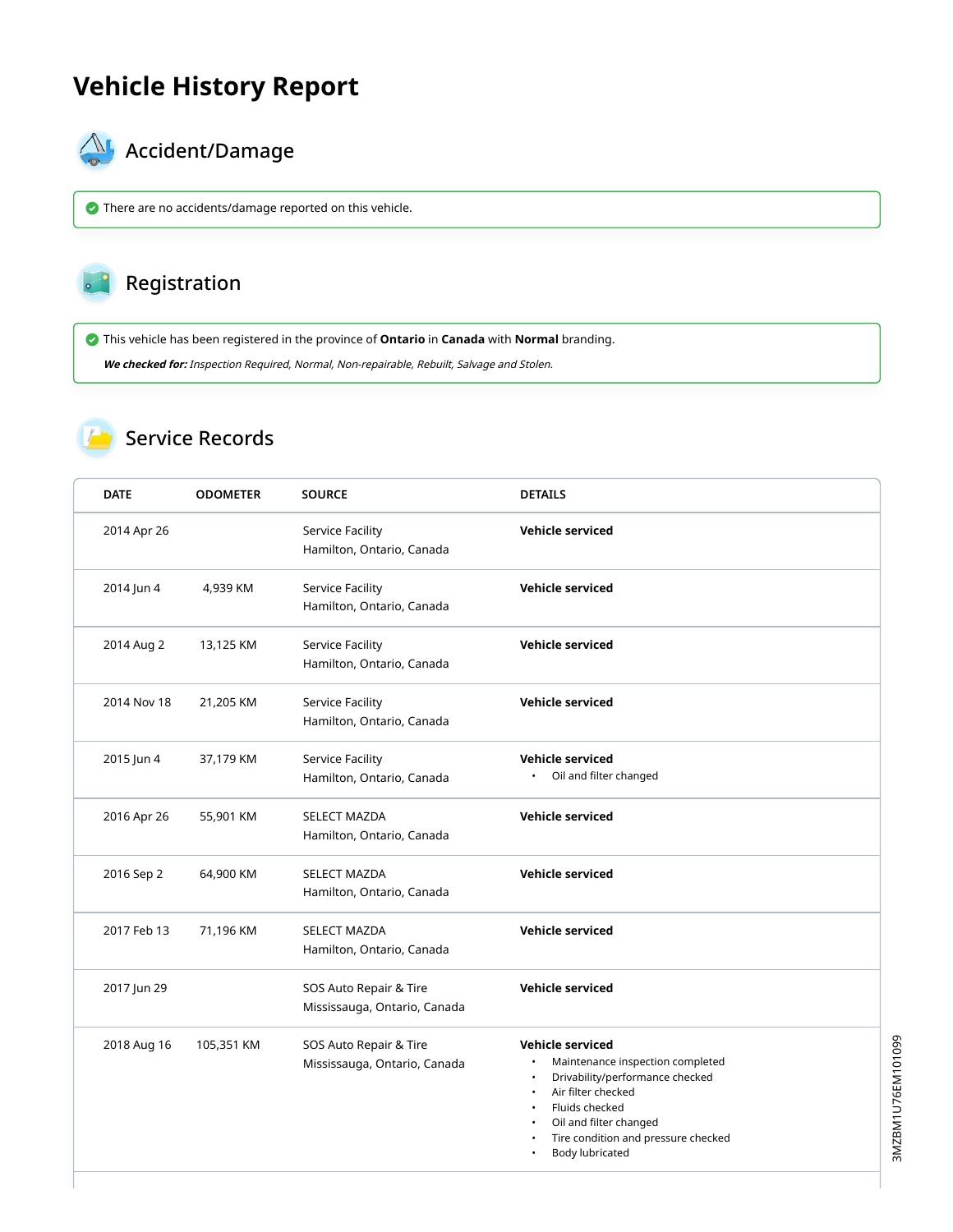# Vehicle History Report

## Accident/Damage

There are no accidents/damage reported on this vehicle.

## Registration

This vehicle has been registered in the province of **Ontario** in **Canada** with **Normal** branding.

***We checked for:*** *Inspection Required, Normal, Non-repairable, Rebuilt, Salvage and Stolen.*

## Service Records

| DATE | ODOMETER | SOURCE | DETAILS |
|---|---|---|---|
| 2014 Apr 26 | | Service Facility<br>Hamilton, Ontario, Canada | **Vehicle serviced** |
| 2014 Jun 4 | 4,939 KM | Service Facility<br>Hamilton, Ontario, Canada | **Vehicle serviced** |
| 2014 Aug 2 | 13,125 KM | Service Facility<br>Hamilton, Ontario, Canada | **Vehicle serviced** |
| 2014 Nov 18 | 21,205 KM | Service Facility<br>Hamilton, Ontario, Canada | **Vehicle serviced** |
| 2015 Jun 4 | 37,179 KM | Service Facility<br>Hamilton, Ontario, Canada | **Vehicle serviced**<br>• Oil and filter changed |
| 2016 Apr 26 | 55,901 KM | SELECT MAZDA<br>Hamilton, Ontario, Canada | **Vehicle serviced** |
| 2016 Sep 2 | 64,900 KM | SELECT MAZDA<br>Hamilton, Ontario, Canada | **Vehicle serviced** |
| 2017 Feb 13 | 71,196 KM | SELECT MAZDA<br>Hamilton, Ontario, Canada | **Vehicle serviced** |
| 2017 Jun 29 | | SOS Auto Repair & Tire<br>Mississauga, Ontario, Canada | **Vehicle serviced** |
| 2018 Aug 16 | 105,351 KM | SOS Auto Repair & Tire<br>Mississauga, Ontario, Canada | **Vehicle serviced**<br>• Maintenance inspection completed<br>• Drivability/performance checked<br>• Air filter checked<br>• Fluids checked<br>• Oil and filter changed<br>• Tire condition and pressure checked<br>• Body lubricated |

3MZBM1U76EM101099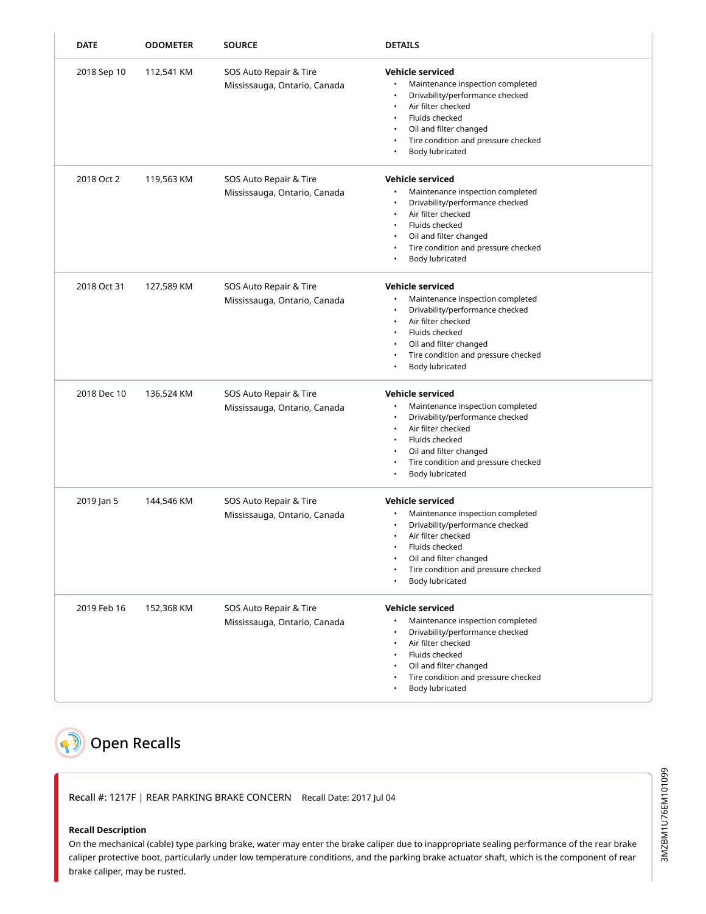| DATE | ODOMETER | SOURCE | DETAILS |
| --- | --- | --- | --- |
| 2018 Sep 10 | 112,541 KM | SOS Auto Repair & Tire<br>Mississauga, Ontario, Canada | **Vehicle serviced**<br>• Maintenance inspection completed<br>• Drivability/performance checked<br>• Air filter checked<br>• Fluids checked<br>• Oil and filter changed<br>• Tire condition and pressure checked<br>• Body lubricated |
| 2018 Oct 2 | 119,563 KM | SOS Auto Repair & Tire<br>Mississauga, Ontario, Canada | **Vehicle serviced**<br>• Maintenance inspection completed<br>• Drivability/performance checked<br>• Air filter checked<br>• Fluids checked<br>• Oil and filter changed<br>• Tire condition and pressure checked<br>• Body lubricated |
| 2018 Oct 31 | 127,589 KM | SOS Auto Repair & Tire<br>Mississauga, Ontario, Canada | **Vehicle serviced**<br>• Maintenance inspection completed<br>• Drivability/performance checked<br>• Air filter checked<br>• Fluids checked<br>• Oil and filter changed<br>• Tire condition and pressure checked<br>• Body lubricated |
| 2018 Dec 10 | 136,524 KM | SOS Auto Repair & Tire<br>Mississauga, Ontario, Canada | **Vehicle serviced**<br>• Maintenance inspection completed<br>• Drivability/performance checked<br>• Air filter checked<br>• Fluids checked<br>• Oil and filter changed<br>• Tire condition and pressure checked<br>• Body lubricated |
| 2019 Jan 5 | 144,546 KM | SOS Auto Repair & Tire<br>Mississauga, Ontario, Canada | **Vehicle serviced**<br>• Maintenance inspection completed<br>• Drivability/performance checked<br>• Air filter checked<br>• Fluids checked<br>• Oil and filter changed<br>• Tire condition and pressure checked<br>• Body lubricated |
| 2019 Feb 16 | 152,368 KM | SOS Auto Repair & Tire<br>Mississauga, Ontario, Canada | **Vehicle serviced**<br>• Maintenance inspection completed<br>• Drivability/performance checked<br>• Air filter checked<br>• Fluids checked<br>• Oil and filter changed<br>• Tire condition and pressure checked<br>• Body lubricated |

## Open Recalls

Recall #: 1217F | REAR PARKING BRAKE CONCERN    Recall Date: 2017 Jul 04

**Recall Description**

On the mechanical (cable) type parking brake, water may enter the brake caliper due to inappropriate sealing performance of the rear brake caliper protective boot, particularly under low temperature conditions, and the parking brake actuator shaft, which is the component of rear brake caliper, may be rusted.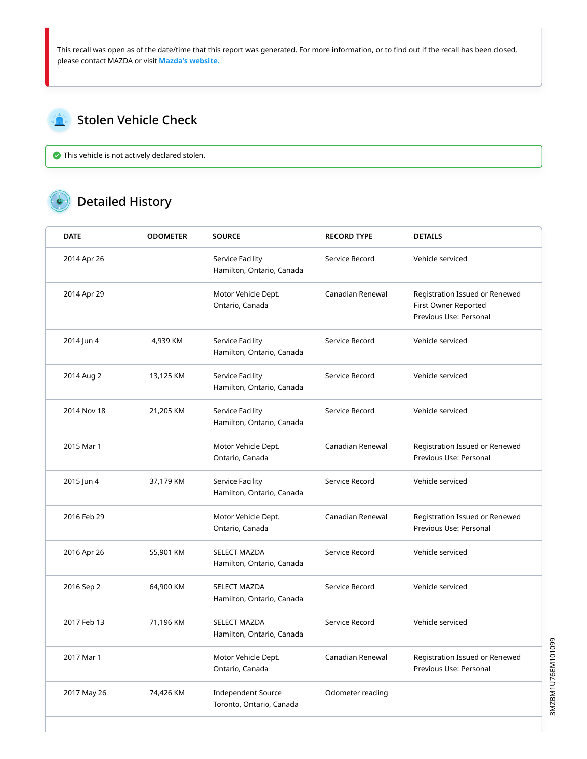This recall was open as of the date/time that this report was generated. For more information, or to find out if the recall has been closed, please contact MAZDA or visit **Mazda's website.**

## Stolen Vehicle Check

This vehicle is not actively declared stolen.

## Detailed History

| DATE | ODOMETER | SOURCE | RECORD TYPE | DETAILS |
|---|---|---|---|---|
| 2014 Apr 26 | | Service Facility<br>Hamilton, Ontario, Canada | Service Record | Vehicle serviced |
| 2014 Apr 29 | | Motor Vehicle Dept.<br>Ontario, Canada | Canadian Renewal | Registration Issued or Renewed<br>First Owner Reported<br>Previous Use: Personal |
| 2014 Jun 4 | 4,939 KM | Service Facility<br>Hamilton, Ontario, Canada | Service Record | Vehicle serviced |
| 2014 Aug 2 | 13,125 KM | Service Facility<br>Hamilton, Ontario, Canada | Service Record | Vehicle serviced |
| 2014 Nov 18 | 21,205 KM | Service Facility<br>Hamilton, Ontario, Canada | Service Record | Vehicle serviced |
| 2015 Mar 1 | | Motor Vehicle Dept.<br>Ontario, Canada | Canadian Renewal | Registration Issued or Renewed<br>Previous Use: Personal |
| 2015 Jun 4 | 37,179 KM | Service Facility<br>Hamilton, Ontario, Canada | Service Record | Vehicle serviced |
| 2016 Feb 29 | | Motor Vehicle Dept.<br>Ontario, Canada | Canadian Renewal | Registration Issued or Renewed<br>Previous Use: Personal |
| 2016 Apr 26 | 55,901 KM | SELECT MAZDA<br>Hamilton, Ontario, Canada | Service Record | Vehicle serviced |
| 2016 Sep 2 | 64,900 KM | SELECT MAZDA<br>Hamilton, Ontario, Canada | Service Record | Vehicle serviced |
| 2017 Feb 13 | 71,196 KM | SELECT MAZDA<br>Hamilton, Ontario, Canada | Service Record | Vehicle serviced |
| 2017 Mar 1 | | Motor Vehicle Dept.<br>Ontario, Canada | Canadian Renewal | Registration Issued or Renewed<br>Previous Use: Personal |
| 2017 May 26 | 74,426 KM | Independent Source<br>Toronto, Ontario, Canada | Odometer reading | |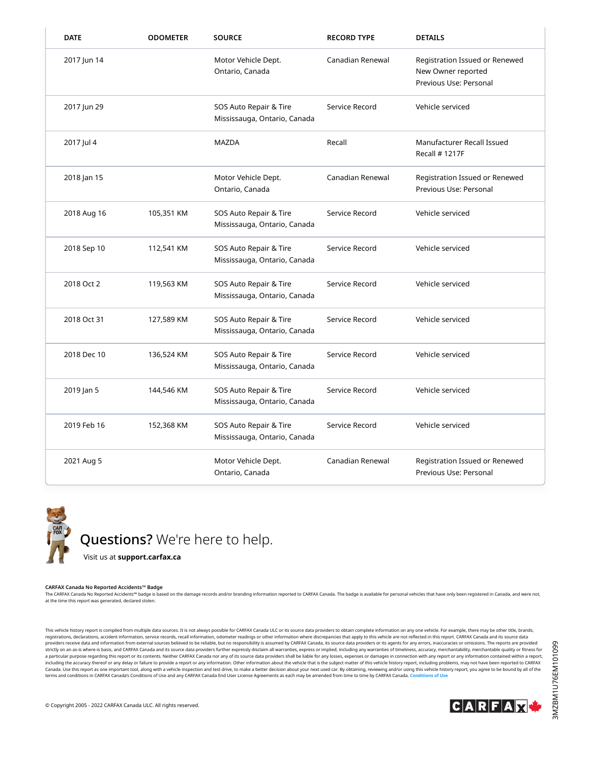| DATE | ODOMETER | SOURCE | RECORD TYPE | DETAILS |
|---|---|---|---|---|
| 2017 Jun 14 | | Motor Vehicle Dept. Ontario, Canada | Canadian Renewal | Registration Issued or Renewed New Owner reported Previous Use: Personal |
| 2017 Jun 29 | | SOS Auto Repair & Tire Mississauga, Ontario, Canada | Service Record | Vehicle serviced |
| 2017 Jul 4 | | MAZDA | Recall | Manufacturer Recall Issued Recall # 1217F |
| 2018 Jan 15 | | Motor Vehicle Dept. Ontario, Canada | Canadian Renewal | Registration Issued or Renewed Previous Use: Personal |
| 2018 Aug 16 | 105,351 KM | SOS Auto Repair & Tire Mississauga, Ontario, Canada | Service Record | Vehicle serviced |
| 2018 Sep 10 | 112,541 KM | SOS Auto Repair & Tire Mississauga, Ontario, Canada | Service Record | Vehicle serviced |
| 2018 Oct 2 | 119,563 KM | SOS Auto Repair & Tire Mississauga, Ontario, Canada | Service Record | Vehicle serviced |
| 2018 Oct 31 | 127,589 KM | SOS Auto Repair & Tire Mississauga, Ontario, Canada | Service Record | Vehicle serviced |
| 2018 Dec 10 | 136,524 KM | SOS Auto Repair & Tire Mississauga, Ontario, Canada | Service Record | Vehicle serviced |
| 2019 Jan 5 | 144,546 KM | SOS Auto Repair & Tire Mississauga, Ontario, Canada | Service Record | Vehicle serviced |
| 2019 Feb 16 | 152,368 KM | SOS Auto Repair & Tire Mississauga, Ontario, Canada | Service Record | Vehicle serviced |
| 2021 Aug 5 | | Motor Vehicle Dept. Ontario, Canada | Canadian Renewal | Registration Issued or Renewed Previous Use: Personal |

## **Questions?** We're here to help.

Visit us at **support.carfax.ca**

**CARFAX Canada No Reported Accidents™ Badge**

The CARFAX Canada No Reported Accidents™ badge is based on the damage records and/or branding information reported to CARFAX Canada. The badge is available for personal vehicles that have only been registered in Canada, and were not, at the time this report was generated, declared stolen.

This vehicle history report is compiled from multiple data sources. It is not always possible for CARFAX Canada ULC or its source data providers to obtain complete information on any one vehicle. For example, there may be other title, brands, registrations, declarations, accident information, service records, recall information, odometer readings or other information where discrepancies that apply to this vehicle are not reflected in this report. CARFAX Canada and its source data providers receive data and information from external sources believed to be reliable, but no responsibility is assumed by CARFAX Canada, its source data providers or its agents for any errors, inaccuracies or omissions. The reports are provided strictly on an as-is where-is basis, and CARFAX Canada and its source data providers further expressly disclaim all warranties, express or implied, including any warranties of timeliness, accuracy, merchantability, merchantable quality or fitness for a particular purpose regarding this report or its contents. Neither CARFAX Canada nor any of its source data providers shall be liable for any losses, expenses or damages in connection with any report or any information contained within a report, including the accuracy thereof or any delay or failure to provide a report or any information. Other information about the vehicle that is the subject matter of this vehicle history report, including problems, may not have been reported to CARFAX Canada. Use this report as one important tool, along with a vehicle inspection and test drive, to make a better decision about your next used car. By obtaining, reviewing and/or using this vehicle history report, you agree to be bound by all of the terms and conditions in CARFAX Canada's Conditions of Use and any CARFAX Canada End User License Agreements as each may be amended from time to time by CARFAX Canada. Conditions of Use

© Copyright 2005 - 2022 CARFAX Canada ULC. All rights reserved.

3MZBM1U76EM101099